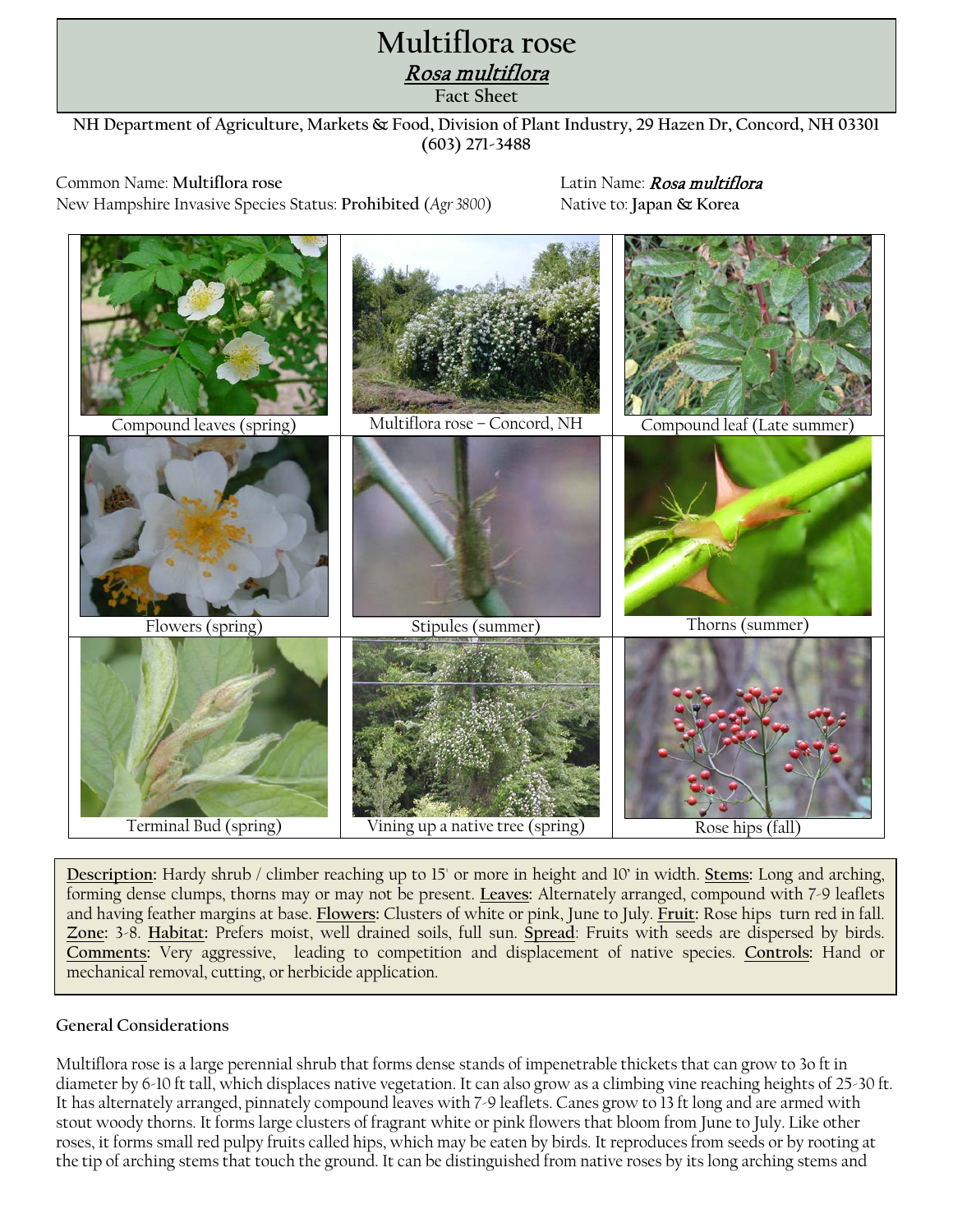# Multiflora rose

## *Rosa multiflora*

### Fact Sheet

**NH Department of Agriculture, Markets & Food, Division of Plant Industry, 29 Hazen Dr, Concord, NH 03301 (603) 271-3488**

Common Name: **Multiflora rose**
New Hampshire Invasive Species Status: **Prohibited** (*Agr 3800*)

Latin Name: ***Rosa multiflora***
Native to: **Japan & Korea**

| | | |
|---|---|---|
| Compound leaves (spring) | Multiflora rose – Concord, NH | Compound leaf (Late summer) |
| Flowers (spring) | Stipules (summer) | Thorns (summer) |
| Terminal Bud (spring) | Vining up a native tree (spring) | Rose hips (fall) |

**Description:** Hardy shrub / climber reaching up to 15' or more in height and 10' in width. **Stems:** Long and arching, forming dense clumps, thorns may or may not be present. **Leaves:** Alternately arranged, compound with 7-9 leaflets and having feather margins at base. **Flowers:** Clusters of white or pink, June to July. **Fruit:** Rose hips turn red in fall. **Zone:** 3-8. **Habitat:** Prefers moist, well drained soils, full sun. **Spread**: Fruits with seeds are dispersed by birds. **Comments:** Very aggressive, leading to competition and displacement of native species. **Controls:** Hand or mechanical removal, cutting, or herbicide application.

### General Considerations

Multiflora rose is a large perennial shrub that forms dense stands of impenetrable thickets that can grow to 30 ft in diameter by 6-10 ft tall, which displaces native vegetation. It can also grow as a climbing vine reaching heights of 25-30 ft. It has alternately arranged, pinnately compound leaves with 7-9 leaflets. Canes grow to 13 ft long and are armed with stout woody thorns. It forms large clusters of fragrant white or pink flowers that bloom from June to July. Like other roses, it forms small red pulpy fruits called hips, which may be eaten by birds. It reproduces from seeds or by rooting at the tip of arching stems that touch the ground. It can be distinguished from native roses by its long arching stems and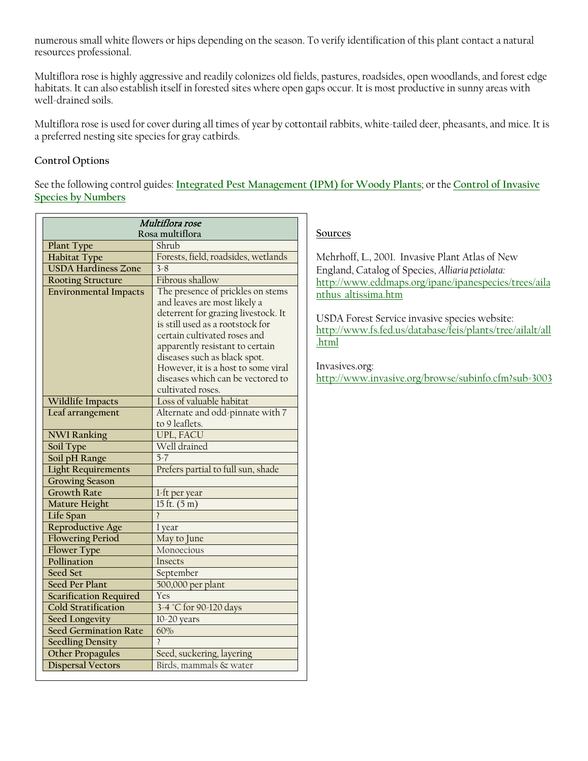numerous small white flowers or hips depending on the season. To verify identification of this plant contact a natural resources professional.

Multiflora rose is highly aggressive and readily colonizes old fields, pastures, roadsides, open woodlands, and forest edge habitats. It can also establish itself in forested sites where open gaps occur. It is most productive in sunny areas with well-drained soils.

Multiflora rose is used for cover during all times of year by cottontail rabbits, white-tailed deer, pheasants, and mice. It is a preferred nesting site species for gray catbirds.

### Control Options

See the following control guides: **Integrated Pest Management (IPM) for Woody Plants**; or the **Control of Invasive Species by Numbers**

| *Multiflora rose* Rosa multiflora | |
|---|---|
| Plant Type | Shrub |
| Habitat Type | Forests, field, roadsides, wetlands |
| USDA Hardiness Zone | 3-8 |
| Rooting Structure | Fibrous shallow |
| Environmental Impacts | The presence of prickles on stems and leaves are most likely a deterrent for grazing livestock. It is still used as a rootstock for certain cultivated roses and apparently resistant to certain diseases such as black spot. However, it is a host to some viral diseases which can be vectored to cultivated roses. |
| Wildlife Impacts | Loss of valuable habitat |
| Leaf arrangement | Alternate and odd-pinnate with 7 to 9 leaflets. |
| NWI Ranking | UPL, FACU |
| Soil Type | Well drained |
| Soil pH Range | 5-7 |
| Light Requirements | Prefers partial to full sun, shade |
| Growing Season | |
| Growth Rate | 1-ft per year |
| Mature Height | 15 ft. (5 m) |
| Life Span | ? |
| Reproductive Age | 1 year |
| Flowering Period | May to June |
| Flower Type | Monoecious |
| Pollination | Insects |
| Seed Set | September |
| Seed Per Plant | 500,000 per plant |
| Scarification Required | Yes |
| Cold Stratification | 3-4 °C for 90-120 days |
| Seed Longevity | 10-20 years |
| Seed Germination Rate | 60% |
| Seedling Density | ? |
| Other Propagules | Seed, suckering, layering |
| Dispersal Vectors | Birds, mammals & water |

**Sources**

Mehrhoff, L., 2001. Invasive Plant Atlas of New England, Catalog of Species, *Alliaria petiolata:* http://www.eddmaps.org/ipane/ipanespecies/trees/ailanthus_altissima.htm

USDA Forest Service invasive species website: http://www.fs.fed.us/database/feis/plants/tree/ailalt/all.html

Invasives.org: http://www.invasive.org/browse/subinfo.cfm?sub=3003